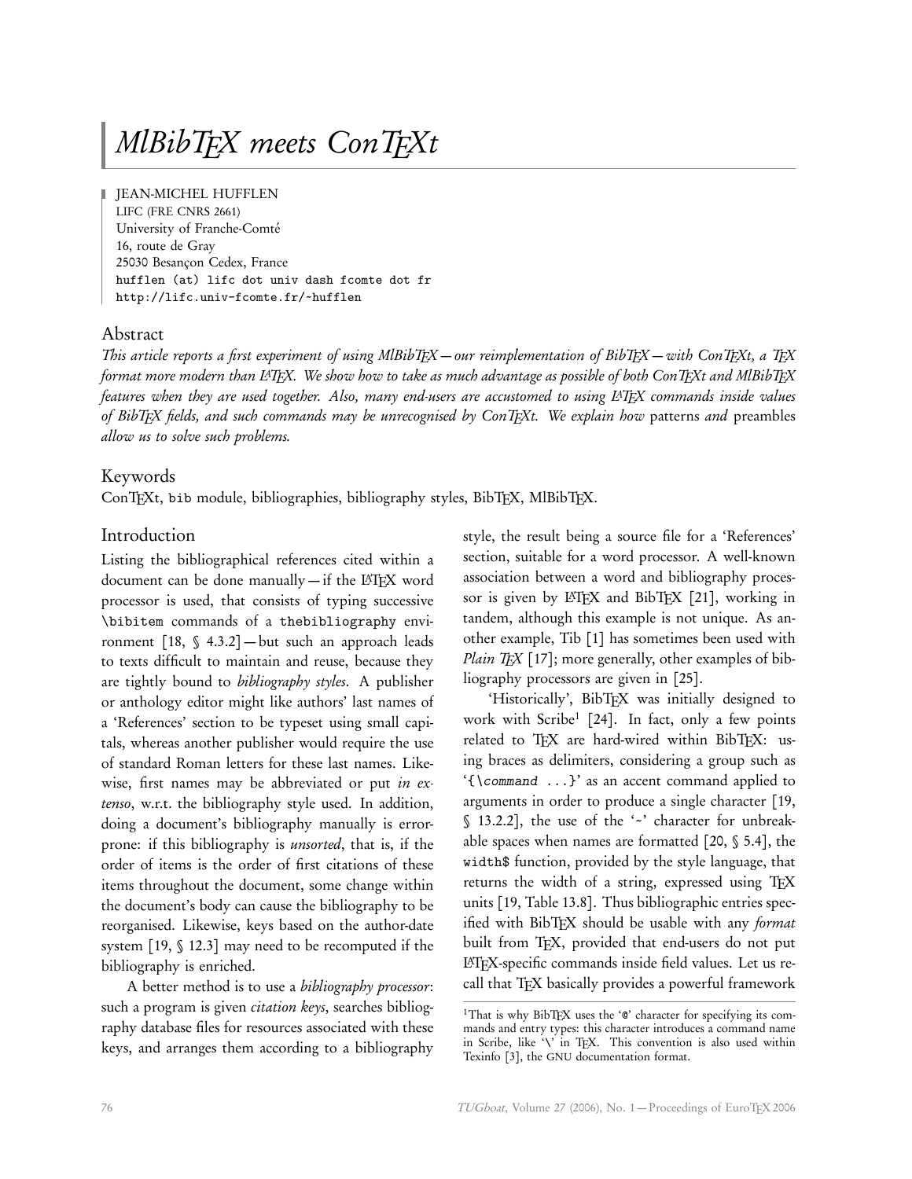# MlBibTEX meets ConTEXt

JEAN-MICHEL HUFFLEN
LIFC (FRE CNRS 2661)
University of Franche-Comté
16, route de Gray
25030 Besançon Cedex, France
`hufflen (at) lifc dot univ dash fcomte dot fr`
`http://lifc.univ-fcomte.fr/~hufflen`

## Abstract

*This article reports a first experiment of using MlBibTEX — our reimplementation of BibTEX — with ConTEXt, a TEX format more modern than LATEX. We show how to take as much advantage as possible of both ConTEXt and MlBibTEX features when they are used together. Also, many end-users are accustomed to using LATEX commands inside values of BibTEX fields, and such commands may be unrecognised by ConTEXt. We explain how* patterns *and* preambles *allow us to solve such problems.*

## Keywords

ConTEXt, `bib` module, bibliographies, bibliography styles, BibTEX, MlBibTEX.

## Introduction

Listing the bibliographical references cited within a document can be done manually — if the LATEX word processor is used, that consists of typing successive `\bibitem` commands of a `thebibliography` environment [18, § 4.3.2] — but such an approach leads to texts difficult to maintain and reuse, because they are tightly bound to *bibliography styles*. A publisher or anthology editor might like authors' last names of a 'References' section to be typeset using small capitals, whereas another publisher would require the use of standard Roman letters for these last names. Likewise, first names may be abbreviated or put *in extenso*, w.r.t. the bibliography style used. In addition, doing a document's bibliography manually is error-prone: if this bibliography is *unsorted*, that is, if the order of items is the order of first citations of these items throughout the document, some change within the document's body can cause the bibliography to be reorganised. Likewise, keys based on the author-date system [19, § 12.3] may need to be recomputed if the bibliography is enriched.

A better method is to use a *bibliography processor*: such a program is given *citation keys*, searches bibliography database files for resources associated with these keys, and arranges them according to a bibliography style, the result being a source file for a 'References' section, suitable for a word processor. A well-known association between a word and bibliography processor is given by LATEX and BibTEX [21], working in tandem, although this example is not unique. As another example, Tib [1] has sometimes been used with *Plain TEX* [17]; more generally, other examples of bibliography processors are given in [25].

'Historically', BibTEX was initially designed to work with Scribe[1] [24]. In fact, only a few points related to TEX are hard-wired within BibTEX: using braces as delimiters, considering a group such as '`{\`*`command ...`*`}`' as an accent command applied to arguments in order to produce a single character [19, § 13.2.2], the use of the '~' character for unbreakable spaces when names are formatted [20, § 5.4], the `width$` function, provided by the style language, that returns the width of a string, expressed using TEX units [19, Table 13.8]. Thus bibliographic entries specified with BibTEX should be usable with any *format* built from TEX, provided that end-users do not put LATEX-specific commands inside field values. Let us recall that TEX basically provides a powerful framework

[1] That is why BibTEX uses the '`@`' character for specifying its commands and entry types: this character introduces a command name in Scribe, like '\' in TEX. This convention is also used within Texinfo [3], the GNU documentation format.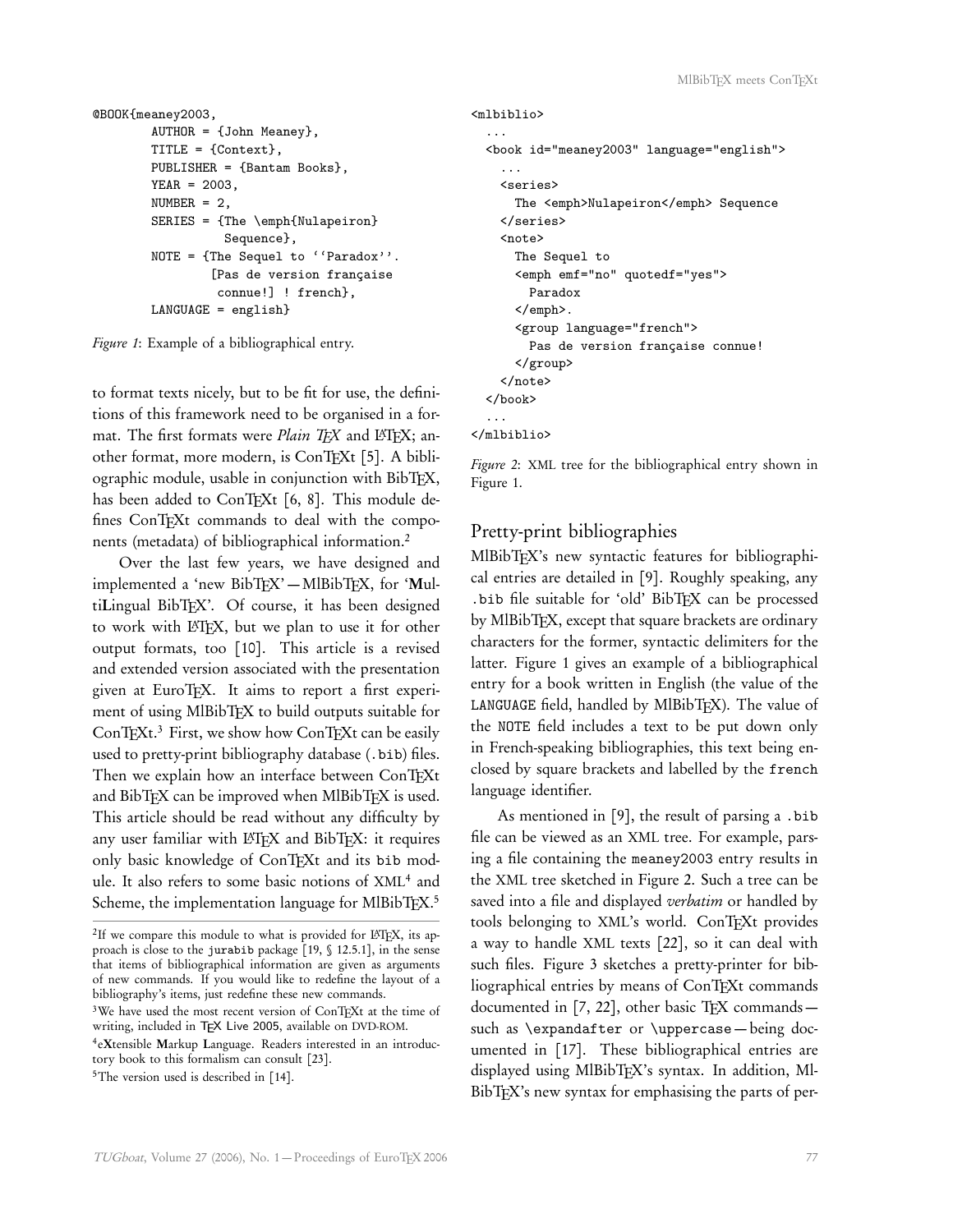```
@BOOK{meaney2003,
        AUTHOR = {John Meaney},
        TITLE = {Context},
        PUBLISHER = {Bantam Books},
        YEAR = 2003,
        NUMBER = 2,
        SERIES = {The \emph{Nulapeiron}
                  Sequence},
        NOTE = {The Sequel to ``Paradox''.
                [Pas de version française
                 connue!] ! french},
        LANGUAGE = english}
```

*Figure 1*: Example of a bibliographical entry.

to format texts nicely, but to be fit for use, the definitions of this framework need to be organised in a format. The first formats were *Plain TEX* and LATEX; another format, more modern, is ConTEXt [5]. A bibliographic module, usable in conjunction with BibTEX, has been added to ConTEXt [6, 8]. This module defines ConTEXt commands to deal with the components (metadata) of bibliographical information.[2]

Over the last few years, we have designed and implemented a 'new BibTEX'—MlBibTEX, for '**M**ultiLingual BibTEX'. Of course, it has been designed to work with LATEX, but we plan to use it for other output formats, too [10]. This article is a revised and extended version associated with the presentation given at EuroTEX. It aims to report a first experiment of using MlBibTEX to build outputs suitable for ConTEXt.[3] First, we show how ConTEXt can be easily used to pretty-print bibliography database (`.bib`) files. Then we explain how an interface between ConTEXt and BibTEX can be improved when MlBibTEX is used. This article should be read without any difficulty by any user familiar with LATEX and BibTEX: it requires only basic knowledge of ConTEXt and its `bib` module. It also refers to some basic notions of XML[4] and Scheme, the implementation language for MlBibTEX.[5]

[2] If we compare this module to what is provided for LATEX, its approach is close to the `jurabib` package [19, § 12.5.1], in the sense that items of bibliographical information are given as arguments of new commands. If you would like to redefine the layout of a bibliography's items, just redefine these new commands.

[3] We have used the most recent version of ConTEXt at the time of writing, included in TEX Live 2005, available on DVD-ROM.

[4] e**X**tensible **M**arkup **L**anguage. Readers interested in an introductory book to this formalism can consult [23].

[5] The version used is described in [14].

```
<mlbiblio>
  ...
  <book id="meaney2003" language="english">
    ...
    <series>
      The <emph>Nulapeiron</emph> Sequence
    </series>
    <note>
      The Sequel to
      <emph emf="no" quotedf="yes">
        Paradox
      </emph>.
      <group language="french">
        Pas de version française connue!
      </group>
    </note>
  </book>
  ...
</mlbiblio>
```

*Figure 2*: XML tree for the bibliographical entry shown in Figure 1.

## Pretty-print bibliographies

MlBibTEX's new syntactic features for bibliographical entries are detailed in [9]. Roughly speaking, any `.bib` file suitable for 'old' BibTEX can be processed by MlBibTEX, except that square brackets are ordinary characters for the former, syntactic delimiters for the latter. Figure 1 gives an example of a bibliographical entry for a book written in English (the value of the `LANGUAGE` field, handled by MlBibTEX). The value of the `NOTE` field includes a text to be put down only in French-speaking bibliographies, this text being enclosed by square brackets and labelled by the `french` language identifier.

As mentioned in [9], the result of parsing a `.bib` file can be viewed as an XML tree. For example, parsing a file containing the `meaney2003` entry results in the XML tree sketched in Figure 2. Such a tree can be saved into a file and displayed *verbatim* or handled by tools belonging to XML's world. ConTEXt provides a way to handle XML texts [22], so it can deal with such files. Figure 3 sketches a pretty-printer for bibliographical entries by means of ConTEXt commands documented in [7, 22], other basic TEX commands—such as `\expandafter` or `\uppercase`—being documented in [17]. These bibliographical entries are displayed using MlBibTEX's syntax. In addition, MlBibTEX's new syntax for emphasising the parts of per-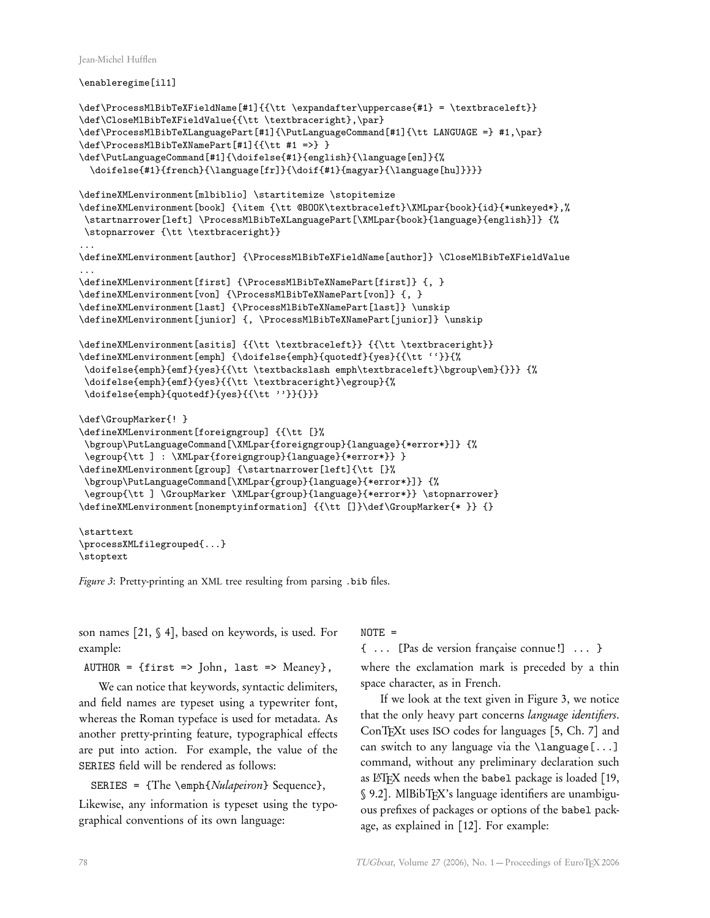```
\enableregime[il1]

\def\ProcessMlBibTeXFieldName[#1]{{\tt \expandafter\uppercase{#1} = \textbraceleft}}
\def\CloseMlBibTeXFieldValue{{\tt \textbraceright},\par}
\def\ProcessMlBibTeXLanguagePart[#1]{\PutLanguageCommand[#1]{\tt LANGUAGE =} #1,\par}
\def\ProcessMlBibTeXNamePart[#1]{{\tt #1 =>} }
\def\PutLanguageCommand[#1]{\doifelse{#1}{english}{\language[en]}{%
  \doifelse{#1}{french}{\language[fr]}{\doif{#1}{magyar}{\language[hu]}}}}

\defineXMLenvironment[mlbiblio] \startitemize \stopitemize
\defineXMLenvironment[book] {\item {\tt @BOOK\textbraceleft}\XMLpar{book}{id}{*unkeyed*},%
 \startnarrower[left] \ProcessMlBibTeXLanguagePart[\XMLpar{book}{language}{english}]} {%
 \stopnarrower {\tt \textbraceright}}
...
\defineXMLenvironment[author] {\ProcessMlBibTeXFieldName[author]} \CloseMlBibTeXFieldValue
...
\defineXMLenvironment[first] {\ProcessMlBibTeXNamePart[first]} {, }
\defineXMLenvironment[von] {\ProcessMlBibTeXNamePart[von]} {, }
\defineXMLenvironment[last] {\ProcessMlBibTeXNamePart[last]} \unskip
\defineXMLenvironment[junior] {, \ProcessMlBibTeXNamePart[junior]} \unskip

\defineXMLenvironment[asitis] {{\tt \textbraceleft}} {{\tt \textbraceright}}
\defineXMLenvironment[emph] {\doifelse{emph}{quotedf}{yes}{{\tt ‘‘}}{%
 \doifelse{emph}{emf}{yes}{{\tt \textbackslash emph\textbraceleft}\bgroup\em}{}}} {%
 \doifelse{emph}{emf}{yes}{{\tt \textbraceright}\egroup}{%
 \doifelse{emph}{quotedf}{yes}{{\tt ’’}}{}}}

\def\GroupMarker{! }
\defineXMLenvironment[foreigngroup] {{\tt [}%
 \bgroup\PutLanguageCommand[\XMLpar{foreigngroup}{language}{*error*}]} {%
 \egroup{\tt ] : \XMLpar{foreigngroup}{language}{*error*}} }
\defineXMLenvironment[group] {\startnarrower[left]{\tt [}%
 \bgroup\PutLanguageCommand[\XMLpar{group}{language}{*error*}]} {%
 \egroup{\tt ] \GroupMarker \XMLpar{group}{language}{*error*}} \stopnarrower}
\defineXMLenvironment[nonemptyinformation] {{\tt []}\def\GroupMarker{* }} {}

\starttext
\processXMLfilegrouped{...}
\stoptext
```

*Figure 3*: Pretty-printing an XML tree resulting from parsing `.bib` files.

son names [21, § 4], based on keywords, is used. For example:

`AUTHOR = {first => John, last => Meaney},`

We can notice that keywords, syntactic delimiters, and field names are typeset using a typewriter font, whereas the Roman typeface is used for metadata. As another pretty-printing feature, typographical effects are put into action. For example, the value of the `SERIES` field will be rendered as follows:

`SERIES = {`The `\emph{`*Nulapeiron*`}` Sequence`},`

Likewise, any information is typeset using the typographical conventions of its own language:

`NOTE =`

`{ ... [`Pas de version française connue !`] ... }`

where the exclamation mark is preceded by a thin space character, as in French.

If we look at the text given in Figure 3, we notice that the only heavy part concerns *language identifiers*. ConTEXt uses ISO codes for languages [5, Ch. 7] and can switch to any language via the `\language[...]` command, without any preliminary declaration such as LaTeX needs when the `babel` package is loaded [19, § 9.2]. MlBibTEX's language identifiers are unambiguous prefixes of packages or options of the `babel` package, as explained in [12]. For example: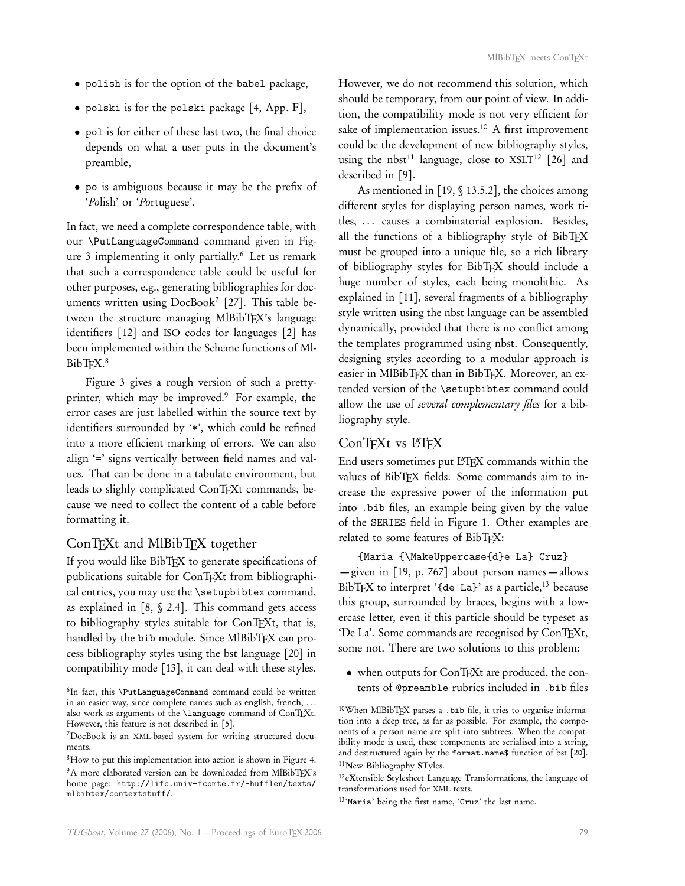- `polish` is for the option of the `babel` package,
- `polski` is for the `polski` package [4, App. F],
- `pol` is for either of these last two, the final choice depends on what a user puts in the document's preamble,
- `po` is ambiguous because it may be the prefix of '*Po*lish' or '*Po*rtuguese'.

In fact, we need a complete correspondence table, with our `\PutLanguageCommand` command given in Figure 3 implementing it only partially.[6] Let us remark that such a correspondence table could be useful for other purposes, e.g., generating bibliographies for documents written using DocBook[7] [27]. This table between the structure managing MlBibTeX's language identifiers [12] and ISO codes for languages [2] has been implemented within the Scheme functions of MlBibTeX.[8]

Figure 3 gives a rough version of such a pretty-printer, which may be improved.[9] For example, the error cases are just labelled within the source text by identifiers surrounded by '`*`', which could be refined into a more efficient marking of errors. We can also align '`=`' signs vertically between field names and values. That can be done in a tabulate environment, but leads to slighly complicated ConTeXt commands, because we need to collect the content of a table before formatting it.

## ConTeXt and MlBibTeX together

If you would like BibTeX to generate specifications of publications suitable for ConTeXt from bibliographical entries, you may use the `\setupbibtex` command, as explained in [8, § 2.4]. This command gets access to bibliography styles suitable for ConTeXt, that is, handled by the `bib` module. Since MlBibTeX can process bibliography styles using the bst language [20] in compatibility mode [13], it can deal with these styles. However, we do not recommend this solution, which should be temporary, from our point of view. In addition, the compatibility mode is not very efficient for sake of implementation issues.[10] A first improvement could be the development of new bibliography styles, using the nbst[11] language, close to XSLT[12] [26] and described in [9].

As mentioned in [19, § 13.5.2], the choices among different styles for displaying person names, work titles, ... causes a combinatorial explosion. Besides, all the functions of a bibliography style of BibTeX must be grouped into a unique file, so a rich library of bibliography styles for BibTeX should include a huge number of styles, each being monolithic. As explained in [11], several fragments of a bibliography style written using the nbst language can be assembled dynamically, provided that there is no conflict among the templates programmed using nbst. Consequently, designing styles according to a modular approach is easier in MlBibTeX than in BibTeX. Moreover, an extended version of the `\setupbibtex` command could allow the use of *several complementary files* for a bibliography style.

## ConTeXt vs LaTeX

End users sometimes put LaTeX commands within the values of BibTeX fields. Some commands aim to increase the expressive power of the information put into `.bib` files, an example being given by the value of the `SERIES` field in Figure 1. Other examples are related to some features of BibTeX:

```
{Maria {\MakeUppercase{d}e La} Cruz}
```

— given in [19, p. 767] about person names — allows BibTeX to interpret '`{de La}`' as a particle,[13] because this group, surrounded by braces, begins with a lowercase letter, even if this particle should be typeset as 'De La'. Some commands are recognised by ConTeXt, some not. There are two solutions to this problem:

- when outputs for ConTeXt are produced, the contents of `@preamble` rubrics included in `.bib` files

---

[6] In fact, this `\PutLanguageCommand` command could be written in an easier way, since complete names such as `english`, `french`, ... also work as arguments of the `\language` command of ConTeXt. However, this feature is not described in [5].

[7] DocBook is an XML-based system for writing structured documents.

[8] How to put this implementation into action is shown in Figure 4.

[9] A more elaborated version can be downloaded from MlBibTeX's home page: `http://lifc.univ-fcomte.fr/~hufflen/texts/mlbibtex/contextstuff/`.

[10] When MlBibTeX parses a `.bib` file, it tries to organise information into a deep tree, as far as possible. For example, the components of a person name are split into subtrees. When the compatibility mode is used, these components are serialised into a string, and destructured again by the `format.name$` function of bst [20].

[11] **N**ew **B**ibliography **ST**yles.

[12] e**X**tensible **S**tylesheet **L**anguage **T**ransformations, the language of transformations used for XML texts.

[13] '`Maria`' being the first name, '`Cruz`' the last name.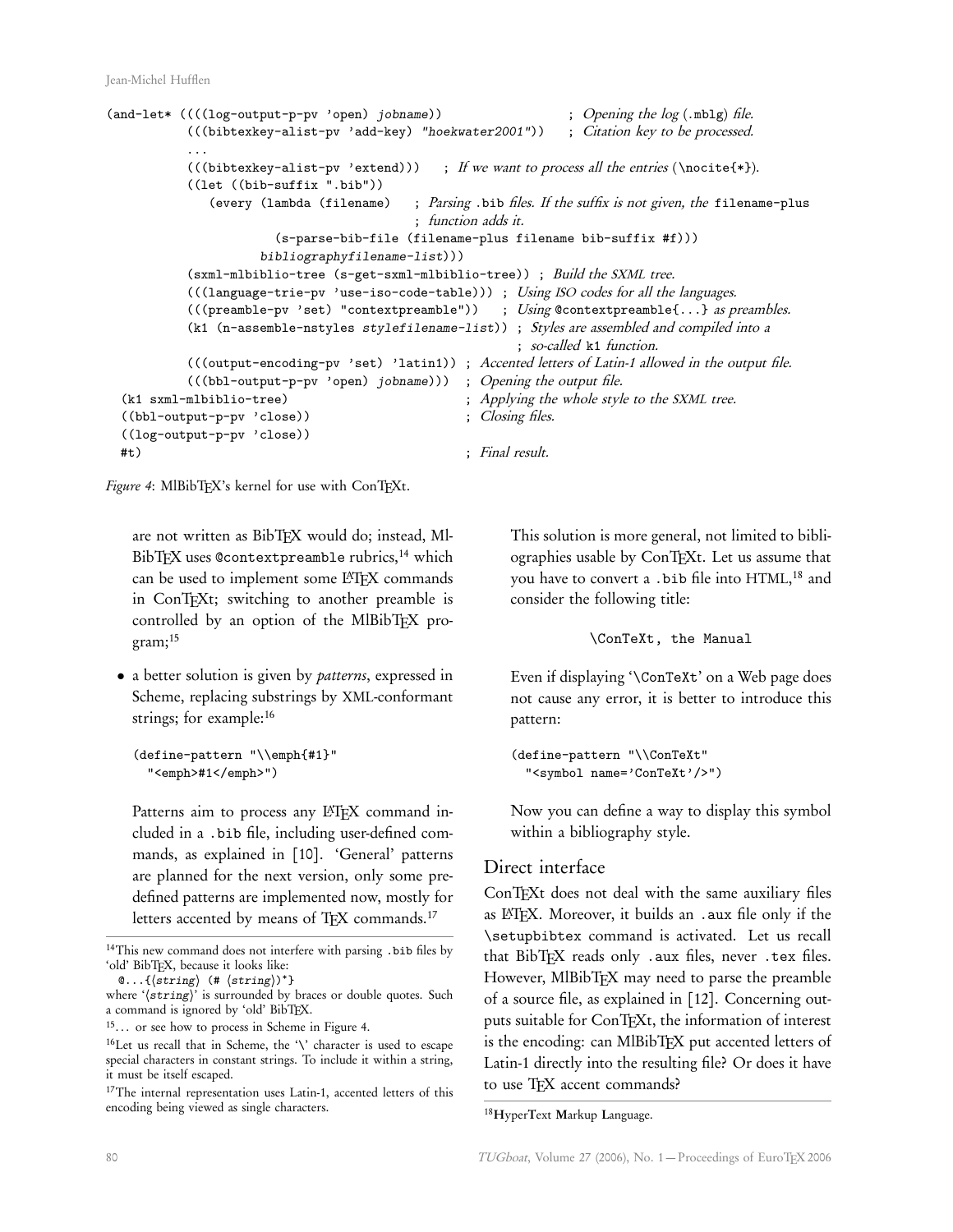```
(and-let* ((((log-output-p-pv 'open) jobname))                    ; Opening the log (.mblg) file.
          (((bibtexkey-alist-pv 'add-key) "hoekwater2001"))   ; Citation key to be processed.
          ...
          (((bibtexkey-alist-pv 'extend)))   ; If we want to process all the entries (\nocite{*}).
          ((let ((bib-suffix ".bib"))
             (every (lambda (filename)   ; Parsing .bib files. If the suffix is not given, the filename-plus
                                         ; function adds it.
                      (s-parse-bib-file (filename-plus filename bib-suffix #f)))
                    bibliographyfilename-list)))
          (sxml-mlbiblio-tree (s-get-sxml-mlbiblio-tree)) ; Build the SXML tree.
          (((language-trie-pv 'use-iso-code-table))) ; Using ISO codes for all the languages.
          (((preamble-pv 'set) "contextpreamble"))   ; Using @contextpreamble{...} as preambles.
          (k1 (n-assemble-nstyles stylefilename-list)) ; Styles are assembled and compiled into a
                                                        ; so-called k1 function.
          (((output-encoding-pv 'set) 'latin1)) ; Accented letters of Latin-1 allowed in the output file.
          (((bbl-output-p-pv 'open) jobname)))  ; Opening the output file.
  (k1 sxml-mlbiblio-tree)                       ; Applying the whole style to the SXML tree.
  ((bbl-output-p-pv 'close))                    ; Closing files.
  ((log-output-p-pv 'close))
  #t)                                           ; Final result.
```

*Figure 4*: MlBibTEX's kernel for use with ConTEXt.

are not written as BibTEX would do; instead, MlBibTEX uses `@contextpreamble` rubrics,[14] which can be used to implement some LATEX commands in ConTEXt; switching to another preamble is controlled by an option of the MlBibTEX program;[15]

- a better solution is given by *patterns*, expressed in Scheme, replacing substrings by XML-conformant strings; for example:[16]

  ```
  (define-pattern "\\emph{#1}"
    "<emph>#1</emph>")
  ```

  Patterns aim to process any LATEX command included in a `.bib` file, including user-defined commands, as explained in [10]. 'General' patterns are planned for the next version, only some predefined patterns are implemented now, mostly for letters accented by means of TEX commands.[17]

  This solution is more general, not limited to bibliographies usable by ConTEXt. Let us assume that you have to convert a `.bib` file into HTML,[18] and consider the following title:

  ```
  \ConTeXt, the Manual
  ```

  Even if displaying '`\ConTeXt`' on a Web page does not cause any error, it is better to introduce this pattern:

  ```
  (define-pattern "\\ConTeXt"
    "<symbol name='ConTeXt'/>")
  ```

  Now you can define a way to display this symbol within a bibliography style.

## Direct interface

ConTEXt does not deal with the same auxiliary files as LATEX. Moreover, it builds an `.aux` file only if the `\setupbibtex` command is activated. Let us recall that BibTEX reads only `.aux` files, never `.tex` files. However, MlBibTEX may need to parse the preamble of a source file, as explained in [12]. Concerning outputs suitable for ConTEXt, the information of interest is the encoding: can MlBibTEX put accented letters of Latin-1 directly into the resulting file? Or does it have to use TEX accent commands?

---

[14] This new command does not interfere with parsing `.bib` files by 'old' BibTEX, because it looks like:
`@...{`⟨*string*⟩ `(#` ⟨*string*⟩`)*}`
where '⟨*string*⟩' is surrounded by braces or double quotes. Such a command is ignored by 'old' BibTEX.

[15] ... or see how to process in Scheme in Figure 4.

[16] Let us recall that in Scheme, the '\' character is used to escape special characters in constant strings. To include it within a string, it must be itself escaped.

[17] The internal representation uses Latin-1, accented letters of this encoding being viewed as single characters.

[18] **H**yper**T**ext **M**arkup **L**anguage.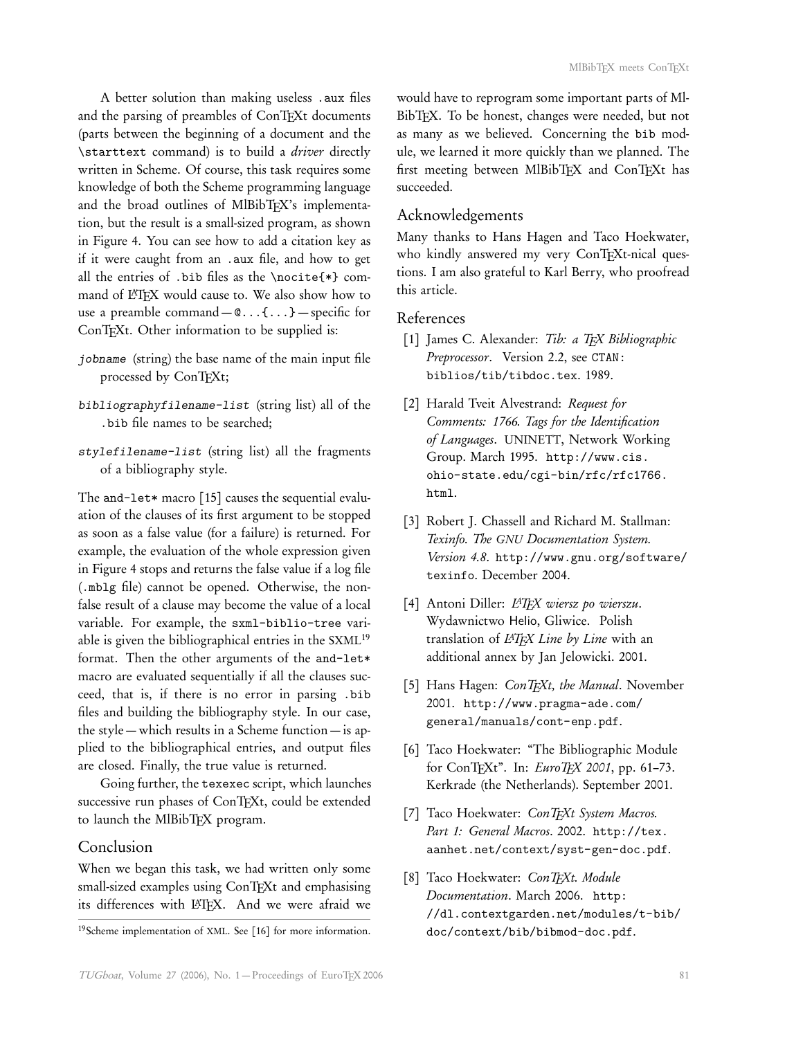A better solution than making useless `.aux` files and the parsing of preambles of ConTEXt documents (parts between the beginning of a document and the `\starttext` command) is to build a *driver* directly written in Scheme. Of course, this task requires some knowledge of both the Scheme programming language and the broad outlines of MlBibTEX's implementation, but the result is a small-sized program, as shown in Figure 4. You can see how to add a citation key as if it were caught from an `.aux` file, and how to get all the entries of `.bib` files as the `\nocite{*}` command of LATEX would cause to. We also show how to use a preamble command — `@...{...}` — specific for ConTEXt. Other information to be supplied is:

*jobname* (string) the base name of the main input file processed by ConTEXt;

*bibliographyfilename-list* (string list) all of the `.bib` file names to be searched;

*stylefilename-list* (string list) all the fragments of a bibliography style.

The `and-let*` macro [15] causes the sequential evaluation of the clauses of its first argument to be stopped as soon as a false value (for a failure) is returned. For example, the evaluation of the whole expression given in Figure 4 stops and returns the false value if a log file (`.mblg` file) cannot be opened. Otherwise, the non-false result of a clause may become the value of a local variable. For example, the `sxml-biblio-tree` variable is given the bibliographical entries in the SXML[19] format. Then the other arguments of the `and-let*` macro are evaluated sequentially if all the clauses succeed, that is, if there is no error in parsing `.bib` files and building the bibliography style. In our case, the style — which results in a Scheme function — is applied to the bibliographical entries, and output files are closed. Finally, the true value is returned.

Going further, the `texexec` script, which launches successive run phases of ConTEXt, could be extended to launch the MlBibTEX program.

## Conclusion

When we began this task, we had written only some small-sized examples using ConTEXt and emphasising its differences with LATEX. And we were afraid we would have to reprogram some important parts of MlBibTEX. To be honest, changes were needed, but not as many as we believed. Concerning the `bib` module, we learned it more quickly than we planned. The first meeting between MlBibTEX and ConTEXt has succeeded.

[19] Scheme implementation of XML. See [16] for more information.

## Acknowledgements

Many thanks to Hans Hagen and Taco Hoekwater, who kindly answered my very ConTEXt-nical questions. I am also grateful to Karl Berry, who proofread this article.

## References

[1] James C. Alexander: *Tib: a TEX Bibliographic Preprocessor*. Version 2.2, see `CTAN: biblios/tib/tibdoc.tex`. 1989.

[2] Harald Tveit Alvestrand: *Request for Comments: 1766. Tags for the Identification of Languages*. UNINETT, Network Working Group. March 1995. `http://www.cis.ohio-state.edu/cgi-bin/rfc/rfc1766.html`.

[3] Robert J. Chassell and Richard M. Stallman: *Texinfo. The GNU Documentation System. Version 4.8*. `http://www.gnu.org/software/texinfo`. December 2004.

[4] Antoni Diller: *LATEX wiersz po wierszu*. Wydawnictwo Helio, Gliwice. Polish translation of *LATEX Line by Line* with an additional annex by Jan Jelowicki. 2001.

[5] Hans Hagen: *ConTEXt, the Manual*. November 2001. `http://www.pragma-ade.com/general/manuals/cont-enp.pdf`.

[6] Taco Hoekwater: "The Bibliographic Module for ConTEXt". In: *EuroTEX 2001*, pp. 61–73. Kerkrade (the Netherlands). September 2001.

[7] Taco Hoekwater: *ConTEXt System Macros. Part 1: General Macros*. 2002. `http://tex.aanhet.net/context/syst-gen-doc.pdf`.

[8] Taco Hoekwater: *ConTEXt. Module Documentation*. March 2006. `http://dl.contextgarden.net/modules/t-bib/doc/context/bib/bibmod-doc.pdf`.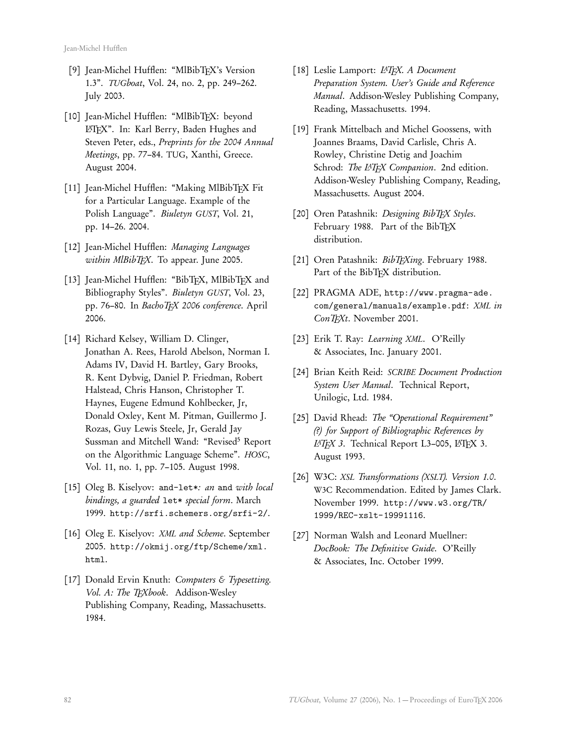[9] Jean-Michel Hufflen: "MlBibTEX's Version 1.3". *TUGboat*, Vol. 24, no. 2, pp. 249–262. July 2003.

[10] Jean-Michel Hufflen: "MlBibTEX: beyond LaTeX". In: Karl Berry, Baden Hughes and Steven Peter, eds., *Preprints for the 2004 Annual Meetings*, pp. 77–84. TUG, Xanthi, Greece. August 2004.

[11] Jean-Michel Hufflen: "Making MlBibTEX Fit for a Particular Language. Example of the Polish Language". *Biuletyn GUST*, Vol. 21, pp. 14–26. 2004.

[12] Jean-Michel Hufflen: *Managing Languages within MlBibTEX*. To appear. June 2005.

[13] Jean-Michel Hufflen: "BibTEX, MlBibTEX and Bibliography Styles". *Biuletyn GUST*, Vol. 23, pp. 76–80. In *BachoTEX 2006 conference*. April 2006.

[14] Richard Kelsey, William D. Clinger, Jonathan A. Rees, Harold Abelson, Norman I. Adams IV, David H. Bartley, Gary Brooks, R. Kent Dybvig, Daniel P. Friedman, Robert Halstead, Chris Hanson, Christopher T. Haynes, Eugene Edmund Kohlbecker, Jr, Donald Oxley, Kent M. Pitman, Guillermo J. Rozas, Guy Lewis Steele, Jr, Gerald Jay Sussman and Mitchell Wand: "Revised$^5$ Report on the Algorithmic Language Scheme". *HOSC*, Vol. 11, no. 1, pp. 7–105. August 1998.

[15] Oleg B. Kiselyov: `and-let*`*: an* `and` *with local bindings, a guarded* `let*` *special form*. March 1999. `http://srfi.schemers.org/srfi-2/`.

[16] Oleg E. Kiselyov: *XML and Scheme*. September 2005. `http://okmij.org/ftp/Scheme/xml.html`.

[17] Donald Ervin Knuth: *Computers & Typesetting. Vol. A: The TEXbook*. Addison-Wesley Publishing Company, Reading, Massachusetts. 1984.

[18] Leslie Lamport: *LaTeX. A Document Preparation System. User's Guide and Reference Manual*. Addison-Wesley Publishing Company, Reading, Massachusetts. 1994.

[19] Frank Mittelbach and Michel Goossens, with Joannes Braams, David Carlisle, Chris A. Rowley, Christine Detig and Joachim Schrod: *The LaTeX Companion*. 2nd edition. Addison-Wesley Publishing Company, Reading, Massachusetts. August 2004.

[20] Oren Patashnik: *Designing BibTEX Styles*. February 1988. Part of the BibTEX distribution.

[21] Oren Patashnik: *BibTEXing*. February 1988. Part of the BibTEX distribution.

[22] PRAGMA ADE, `http://www.pragma-ade.com/general/manuals/example.pdf`: *XML in ConTEXt*. November 2001.

[23] Erik T. Ray: *Learning XML*. O'Reilly & Associates, Inc. January 2001.

[24] Brian Keith Reid: *SCRIBE Document Production System User Manual*. Technical Report, Unilogic, Ltd. 1984.

[25] David Rhead: *The "Operational Requirement" (?) for Support of Bibliographic References by LaTeX 3*. Technical Report L3–005, LaTeX 3. August 1993.

[26] W3C: *XSL Transformations (XSLT). Version 1.0*. W3C Recommendation. Edited by James Clark. November 1999. `http://www.w3.org/TR/1999/REC-xslt-19991116`.

[27] Norman Walsh and Leonard Muellner: *DocBook: The Definitive Guide*. O'Reilly & Associates, Inc. October 1999.